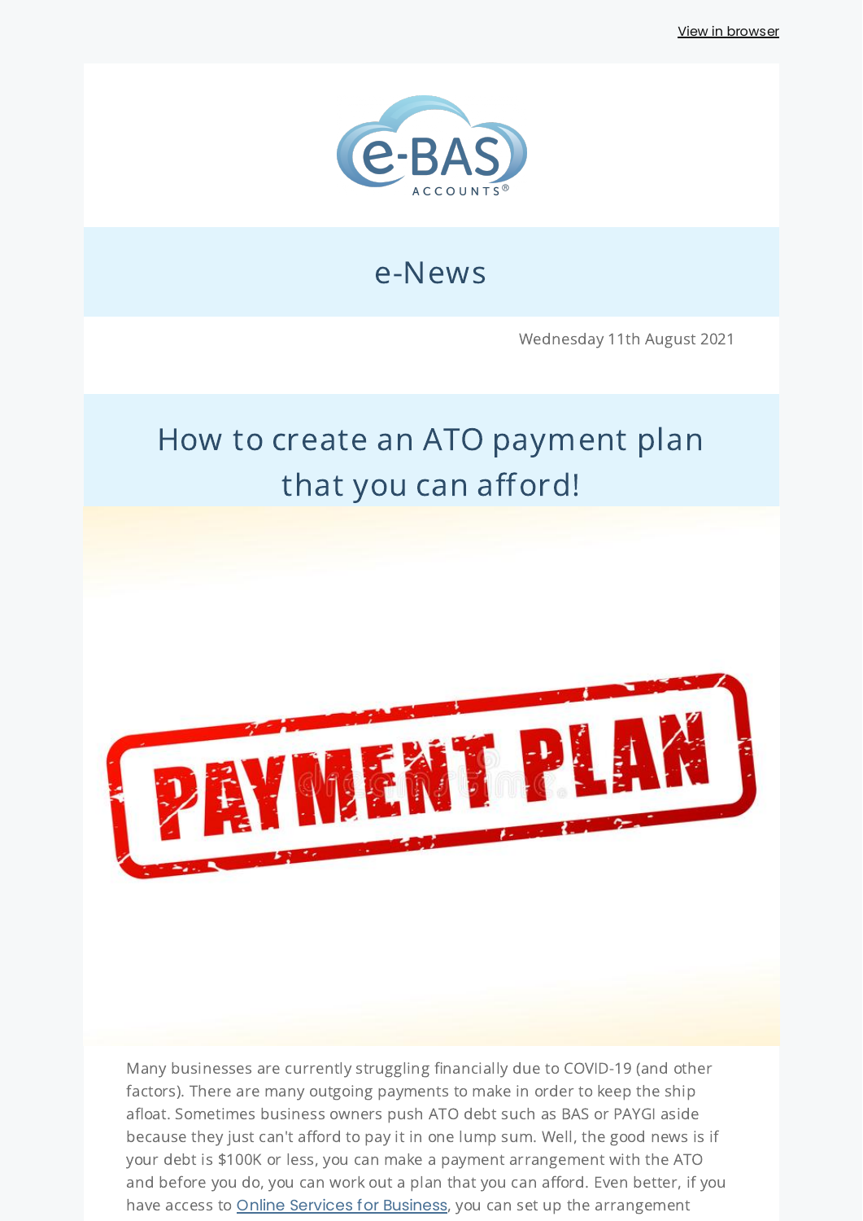View in browser

e-BAS ACCOUNTS®

# e-News

Wednesday 11th August 2021

## How to create an ATO payment plan that you can afford!

Many businesses are currently struggling financially due to COVID-19 (and other factors). There are many outgoing payments to make in order to keep the ship afloat. Sometimes business owners push ATO debt such as BAS or PAYGI aside because they just can't afford to pay it in one lump sum. Well, the good news is if your debt is $100K or less, you can make a payment arrangement with the ATO and before you do, you can work out a plan that you can afford. Even better, if you have access to [Online Services for Business](), you can set up the arrangement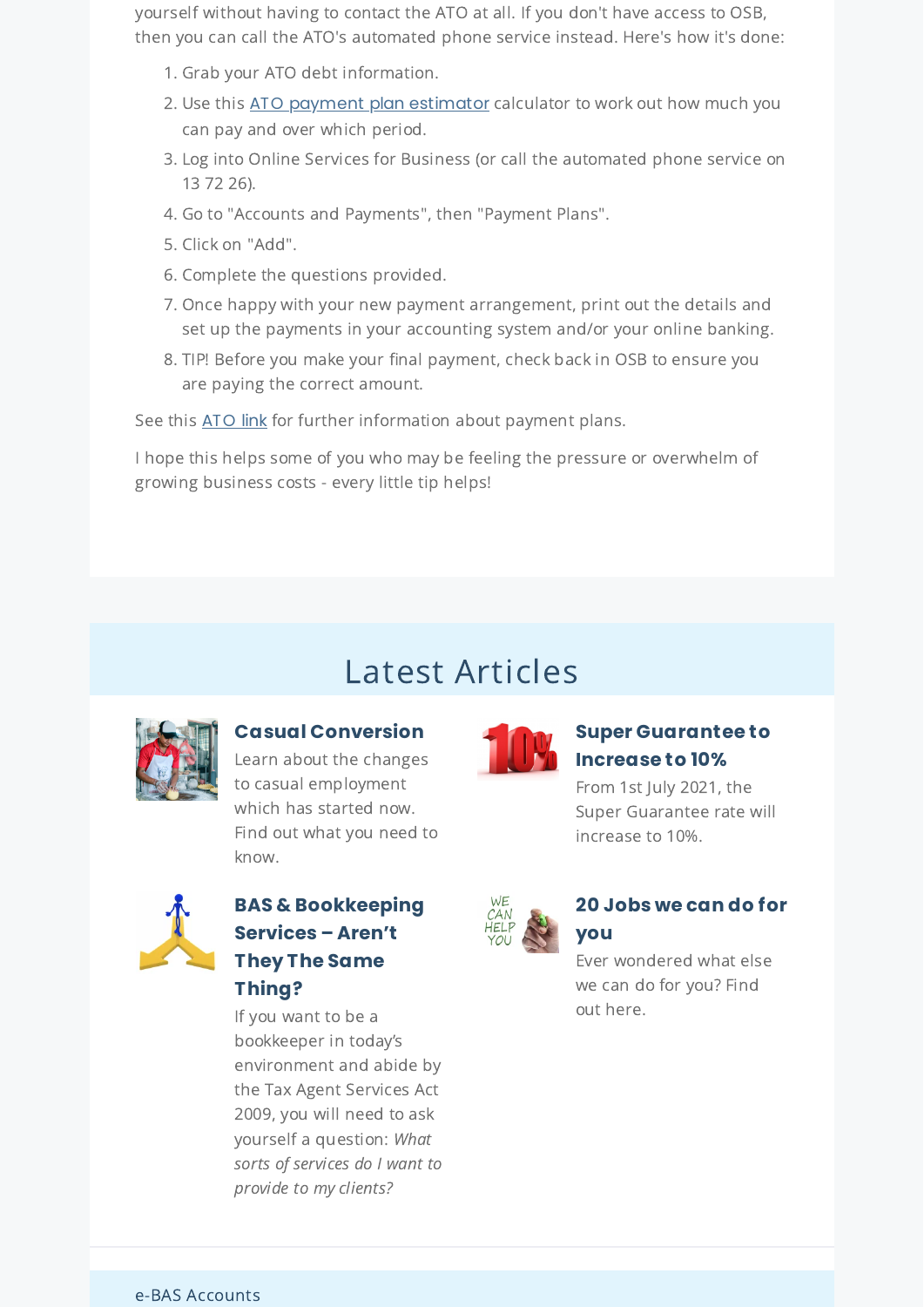yourself without having to contact the ATO at all. If you don't have access to OSB, then you can call the ATO's automated phone service instead. Here's how it's done:

1. Grab your ATO debt information.
2. Use this ATO payment plan estimator calculator to work out how much you can pay and over which period.
3. Log into Online Services for Business (or call the automated phone service on 13 72 26).
4. Go to "Accounts and Payments", then "Payment Plans".
5. Click on "Add".
6. Complete the questions provided.
7. Once happy with your new payment arrangement, print out the details and set up the payments in your accounting system and/or your online banking.
8. TIP! Before you make your final payment, check back in OSB to ensure you are paying the correct amount.

See this ATO link for further information about payment plans.

I hope this helps some of you who may be feeling the pressure or overwhelm of growing business costs - every little tip helps!

## Latest Articles

### Casual Conversion

Learn about the changes to casual employment which has started now. Find out what you need to know.

### Super Guarantee to Increase to 10%

From 1st July 2021, the Super Guarantee rate will increase to 10%.

### BAS & Bookkeeping Services – Aren't They The Same Thing?

If you want to be a bookkeeper in today's environment and abide by the Tax Agent Services Act 2009, you will need to ask yourself a question: *What sorts of services do I want to provide to my clients?*

### 20 Jobs we can do for you

Ever wondered what else we can do for you? Find out here.

e-BAS Accounts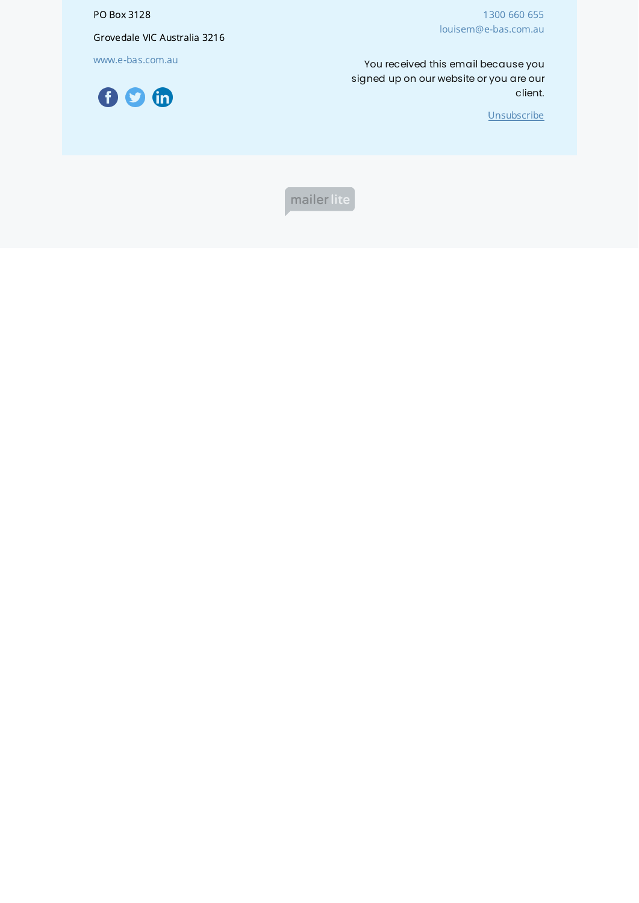PO Box 3128

Grovedale VIC Australia 3216

www.e-bas.com.au

1300 660 655
louisem@e-bas.com.au

You received this email because you signed up on our website or you are our client.

Unsubscribe